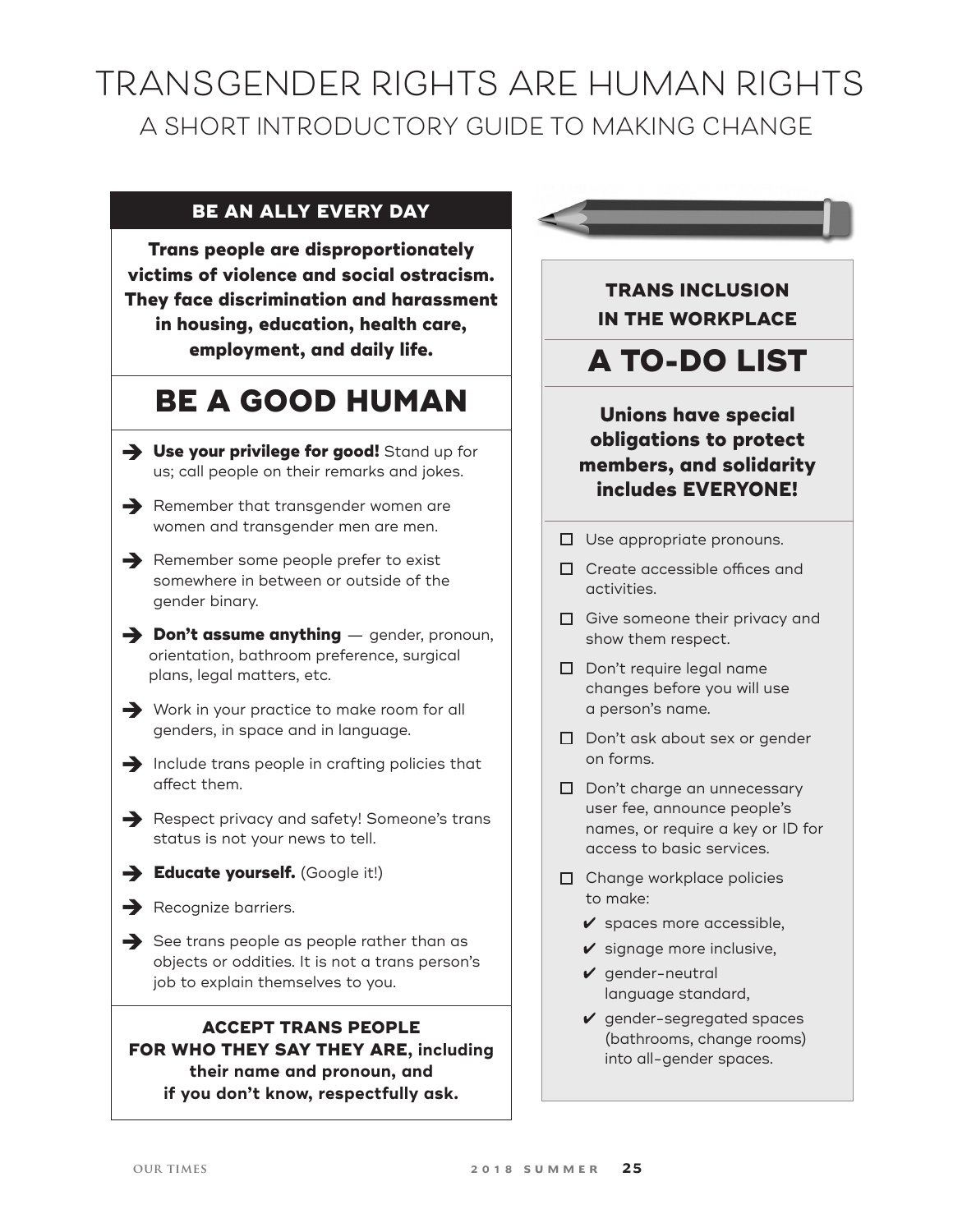# TRANSGENDER RIGHTS ARE HUMAN RIGHTS

## A SHORT INTRODUCTORY GUIDE TO MAKING CHANGE

### BE AN ALLY EVERY DAY

**Trans people are disproportionately victims of violence and social ostracism. They face discrimination and harassment in housing, education, health care, employment, and daily life.**

## BE A GOOD HUMAN

- **Use your privilege for good!** Stand up for us; call people on their remarks and jokes.
- Remember that transgender women are women and transgender men are men.
- Remember some people prefer to exist somewhere in between or outside of the gender binary.
- **Don't assume anything** — gender, pronoun, orientation, bathroom preference, surgical plans, legal matters, etc.
- Work in your practice to make room for all genders, in space and in language.
- Include trans people in crafting policies that affect them.
- Respect privacy and safety! Someone's trans status is not your news to tell.
- **Educate yourself.** (Google it!)
- Recognize barriers.
- See trans people as people rather than as objects or oddities. It is not a trans person's job to explain themselves to you.

**ACCEPT TRANS PEOPLE FOR WHO THEY SAY THEY ARE, including their name and pronoun, and if you don't know, respectfully ask.**

### TRANS INCLUSION IN THE WORKPLACE

## A TO-DO LIST

**Unions have special obligations to protect members, and solidarity includes EVERYONE!**

- [ ] Use appropriate pronouns.
- [ ] Create accessible offices and activities.
- [ ] Give someone their privacy and show them respect.
- [ ] Don't require legal name changes before you will use a person's name.
- [ ] Don't ask about sex or gender on forms.
- [ ] Don't charge an unnecessary user fee, announce people's names, or require a key or ID for access to basic services.
- [ ] Change workplace policies to make:
  - ✔ spaces more accessible,
  - ✔ signage more inclusive,
  - ✔ gender-neutral language standard,
  - ✔ gender-segregated spaces (bathrooms, change rooms) into all-gender spaces.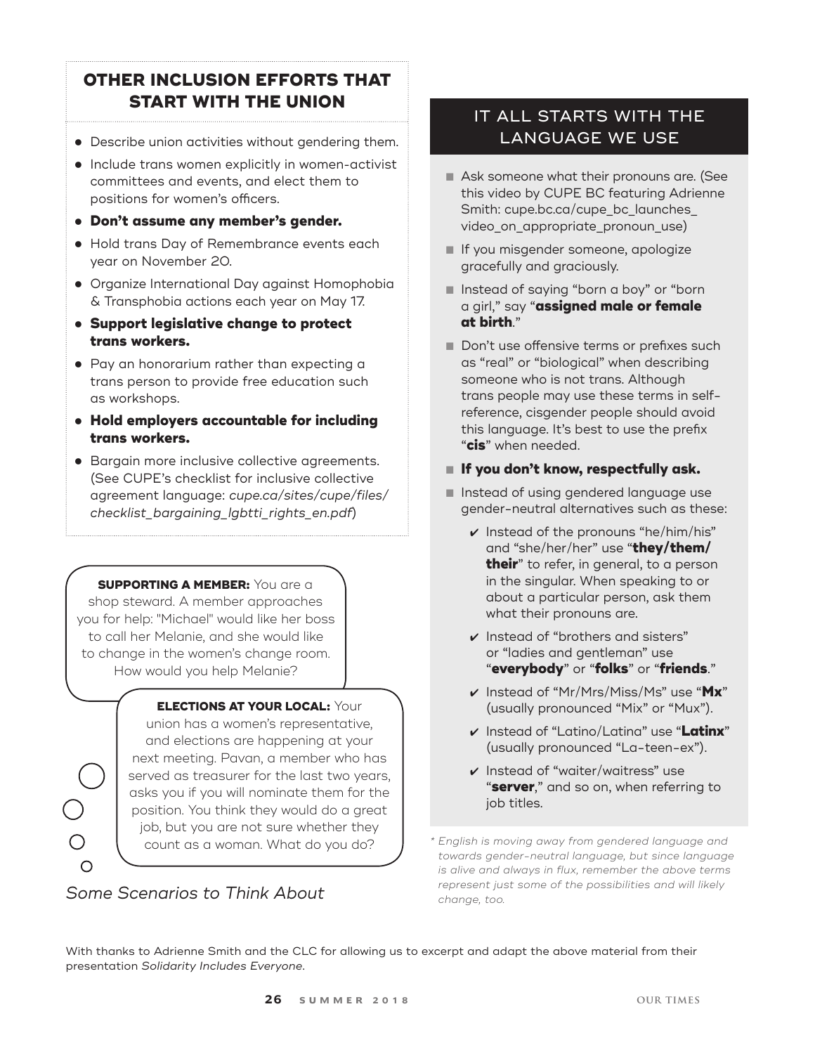## OTHER INCLUSION EFFORTS THAT START WITH THE UNION

- Describe union activities without gendering them.
- Include trans women explicitly in women-activist committees and events, and elect them to positions for women's officers.
- **Don't assume any member's gender.**
- Hold trans Day of Remembrance events each year on November 20.
- Organize International Day against Homophobia & Transphobia actions each year on May 17.
- **Support legislative change to protect trans workers.**
- Pay an honorarium rather than expecting a trans person to provide free education such as workshops.
- **Hold employers accountable for including trans workers.**
- Bargain more inclusive collective agreements. (See CUPE's checklist for inclusive collective agreement language: *cupe.ca/sites/cupe/files/checklist_bargaining_lgbtti_rights_en.pdf*)

**SUPPORTING A MEMBER:** You are a shop steward. A member approaches you for help: "Michael" would like her boss to call her Melanie, and she would like to change in the women's change room. How would you help Melanie?

**ELECTIONS AT YOUR LOCAL:** Your union has a women's representative, and elections are happening at your next meeting. Pavan, a member who has served as treasurer for the last two years, asks you if you will nominate them for the position. You think they would do a great job, but you are not sure whether they count as a woman. What do you do?

*Some Scenarios to Think About*

## IT ALL STARTS WITH THE LANGUAGE WE USE

- Ask someone what their pronouns are. (See this video by CUPE BC featuring Adrienne Smith: cupe.bc.ca/cupe_bc_launches_video_on_appropriate_pronoun_use)
- If you misgender someone, apologize gracefully and graciously.
- Instead of saying "born a boy" or "born a girl," say "**assigned male or female at birth**."
- Don't use offensive terms or prefixes such as "real" or "biological" when describing someone who is not trans. Although trans people may use these terms in self-reference, cisgender people should avoid this language. It's best to use the prefix "**cis**" when needed.
- **If you don't know, respectfully ask.**
- Instead of using gendered language use gender-neutral alternatives such as these:
  - ✔ Instead of the pronouns "he/him/his" and "she/her/her" use "**they/them/their**" to refer, in general, to a person in the singular. When speaking to or about a particular person, ask them what their pronouns are.
  - ✔ Instead of "brothers and sisters" or "ladies and gentleman" use "**everybody**" or "**folks**" or "**friends**."
  - ✔ Instead of "Mr/Mrs/Miss/Ms" use "**Mx**" (usually pronounced "Mix" or "Mux").
  - ✔ Instead of "Latino/Latina" use "**Latinx**" (usually pronounced "La-teen-ex").
  - ✔ Instead of "waiter/waitress" use "**server**," and so on, when referring to job titles.

*\* English is moving away from gendered language and towards gender-neutral language, but since language is alive and always in flux, remember the above terms represent just some of the possibilities and will likely change, too.*

With thanks to Adrienne Smith and the CLC for allowing us to excerpt and adapt the above material from their presentation *Solidarity Includes Everyone*.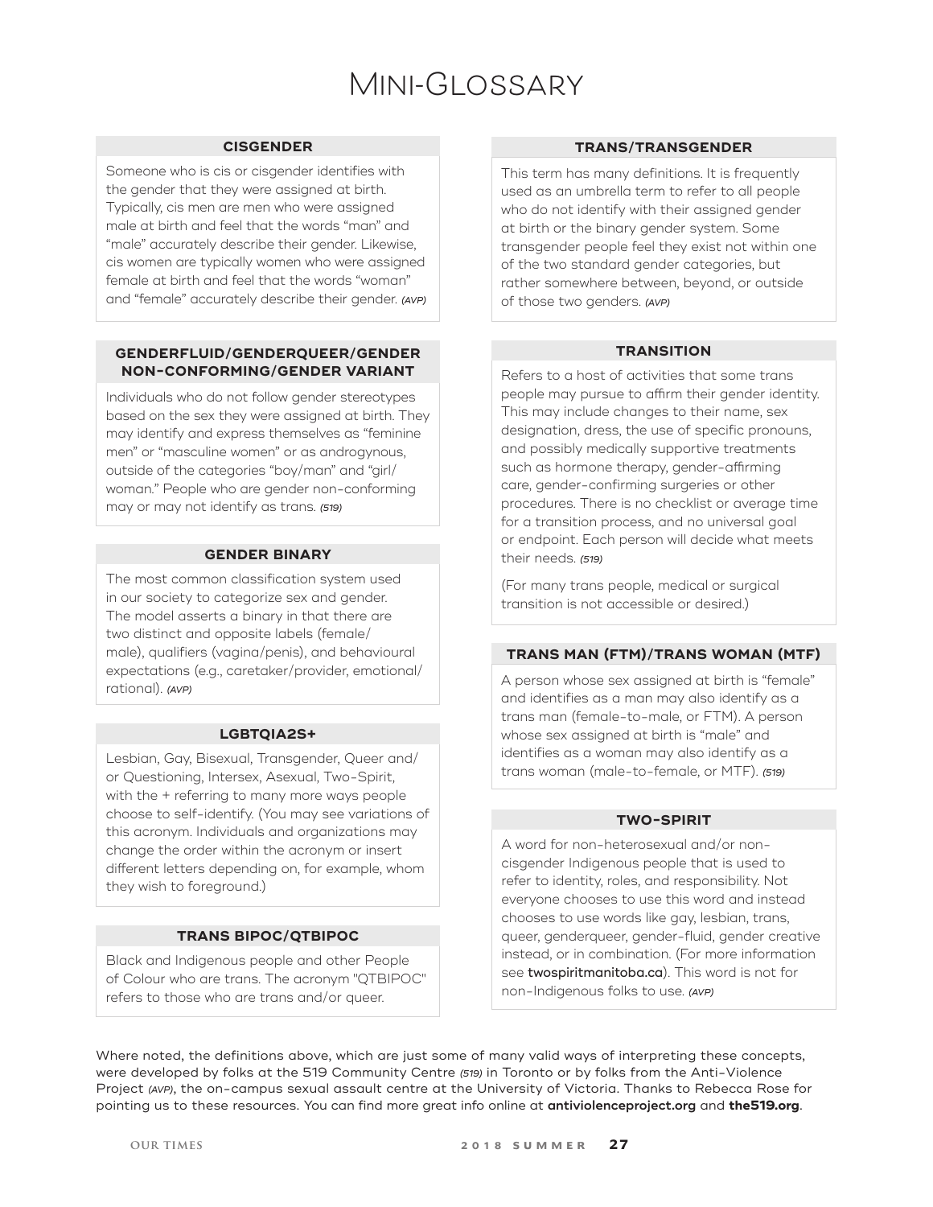# Mini-Glossary

### CISGENDER

Someone who is cis or cisgender identifies with the gender that they were assigned at birth. Typically, cis men are men who were assigned male at birth and feel that the words "man" and "male" accurately describe their gender. Likewise, cis women are typically women who were assigned female at birth and feel that the words "woman" and "female" accurately describe their gender. *(AVP)*

### GENDERFLUID/GENDERQUEER/GENDER NON-CONFORMING/GENDER VARIANT

Individuals who do not follow gender stereotypes based on the sex they were assigned at birth. They may identify and express themselves as "feminine men" or "masculine women" or as androgynous, outside of the categories "boy/man" and "girl/woman." People who are gender non-conforming may or may not identify as trans. *(519)*

### GENDER BINARY

The most common classification system used in our society to categorize sex and gender. The model asserts a binary in that there are two distinct and opposite labels (female/male), qualifiers (vagina/penis), and behavioural expectations (e.g., caretaker/provider, emotional/rational). *(AVP)*

### LGBTQIA2S+

Lesbian, Gay, Bisexual, Transgender, Queer and/or Questioning, Intersex, Asexual, Two-Spirit, with the + referring to many more ways people choose to self-identify. (You may see variations of this acronym. Individuals and organizations may change the order within the acronym or insert different letters depending on, for example, whom they wish to foreground.)

### TRANS BIPOC/QTBIPOC

Black and Indigenous people and other People of Colour who are trans. The acronym "QTBIPOC" refers to those who are trans and/or queer.

### TRANS/TRANSGENDER

This term has many definitions. It is frequently used as an umbrella term to refer to all people who do not identify with their assigned gender at birth or the binary gender system. Some transgender people feel they exist not within one of the two standard gender categories, but rather somewhere between, beyond, or outside of those two genders. *(AVP)*

### TRANSITION

Refers to a host of activities that some trans people may pursue to affirm their gender identity. This may include changes to their name, sex designation, dress, the use of specific pronouns, and possibly medically supportive treatments such as hormone therapy, gender-affirming care, gender-confirming surgeries or other procedures. There is no checklist or average time for a transition process, and no universal goal or endpoint. Each person will decide what meets their needs. *(519)*

(For many trans people, medical or surgical transition is not accessible or desired.)

### TRANS MAN (FTM)/TRANS WOMAN (MTF)

A person whose sex assigned at birth is "female" and identifies as a man may also identify as a trans man (female-to-male, or FTM). A person whose sex assigned at birth is "male" and identifies as a woman may also identify as a trans woman (male-to-female, or MTF). *(519)*

### TWO-SPIRIT

A word for non-heterosexual and/or non-cisgender Indigenous people that is used to refer to identity, roles, and responsibility. Not everyone chooses to use this word and instead chooses to use words like gay, lesbian, trans, queer, genderqueer, gender-fluid, gender creative instead, or in combination. (For more information see **twospiritmanitoba.ca**). This word is not for non-Indigenous folks to use. *(AVP)*

Where noted, the definitions above, which are just some of many valid ways of interpreting these concepts, were developed by folks at the 519 Community Centre *(519)* in Toronto or by folks from the Anti-Violence Project *(AVP)*, the on-campus sexual assault centre at the University of Victoria. Thanks to Rebecca Rose for pointing us to these resources. You can find more great info online at **antiviolenceproject.org** and **the519.org**.